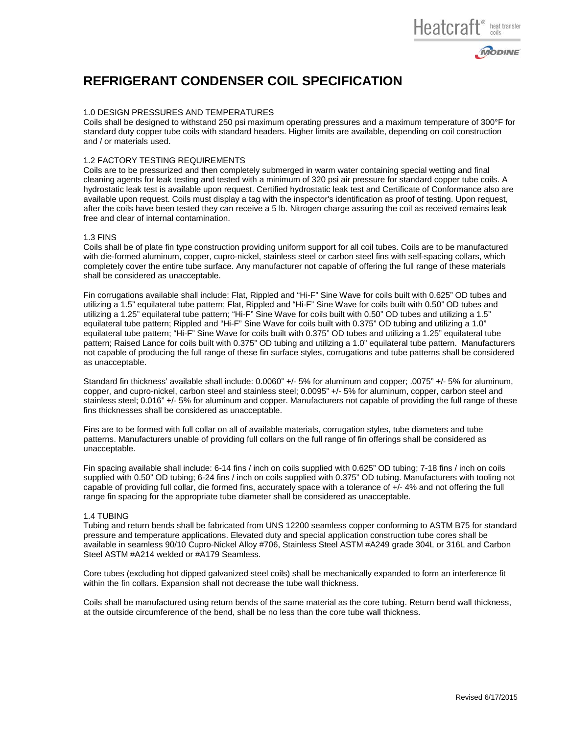# REFRIGERANT CONDENSER COIL SPECIFICATION

## 1.0 DESIGN PRESSURES AND TEMPERATURES

Coils shall be designed to withstand 250 psi maximum operating pressures and a maximum temperature of 300°F for standard duty copper tube coils with standard headers. Higher limits are available, depending on coil construction and / or materials used.

## 1.2 FACTORY TESTING REQUIREMENTS

Coils are to be pressurized and then completely submerged in warm water containing special wetting and final cleaning agents for leak testing and tested with a minimum of 320 psi air pressure for standard copper tube coils. A hydrostatic leak test is available upon request. Certified hydrostatic leak test and Certificate of Conformance also are available upon request. Coils must display a tag with the inspector's identification as proof of testing. Upon request, after the coils have been tested they can receive a 5 lb. Nitrogen charge assuring the coil as received remains leak free and clear of internal contamination.

## 1.3 FINS

Coils shall be of plate fin type construction providing uniform support for all coil tubes. Coils are to be manufactured with die-formed aluminum, copper, cupro-nickel, stainless steel or carbon steel fins with self-spacing collars, which completely cover the entire tube surface. Any manufacturer not capable of offering the full range of these materials shall be considered as unacceptable.

Fin corrugations available shall include: Flat, Rippled and "Hi-F" Sine Wave for coils built with 0.625" OD tubes and utilizing a 1.5" equilateral tube pattern; Flat, Rippled and "Hi-F" Sine Wave for coils built with 0.50" OD tubes and utilizing a 1.25" equilateral tube pattern; "Hi-F" Sine Wave for coils built with 0.50" OD tubes and utilizing a 1.5" equilateral tube pattern; Rippled and "Hi-F" Sine Wave for coils built with 0.375" OD tubing and utilizing a 1.0" equilateral tube pattern; "Hi-F" Sine Wave for coils built with 0.375" OD tubes and utilizing a 1.25" equilateral tube pattern; Raised Lance for coils built with 0.375" OD tubing and utilizing a 1.0" equilateral tube pattern. Manufacturers not capable of producing the full range of these fin surface styles, corrugations and tube patterns shall be considered as unacceptable.

Standard fin thickness' available shall include: 0.0060" +/- 5% for aluminum and copper; .0075" +/- 5% for aluminum, copper, and cupro-nickel, carbon steel and stainless steel; 0.0095" +/- 5% for aluminum, copper, carbon steel and stainless steel; 0.016" +/- 5% for aluminum and copper. Manufacturers not capable of providing the full range of these fins thicknesses shall be considered as unacceptable.

Fins are to be formed with full collar on all of available materials, corrugation styles, tube diameters and tube patterns. Manufacturers unable of providing full collars on the full range of fin offerings shall be considered as unacceptable.

Fin spacing available shall include: 6-14 fins / inch on coils supplied with 0.625" OD tubing; 7-18 fins / inch on coils supplied with 0.50" OD tubing; 6-24 fins / inch on coils supplied with 0.375" OD tubing. Manufacturers with tooling not capable of providing full collar, die formed fins, accurately space with a tolerance of +/- 4% and not offering the full range fin spacing for the appropriate tube diameter shall be considered as unacceptable.

## 1.4 TUBING

Tubing and return bends shall be fabricated from UNS 12200 seamless copper conforming to ASTM B75 for standard pressure and temperature applications. Elevated duty and special application construction tube cores shall be available in seamless 90/10 Cupro-Nickel Alloy #706, Stainless Steel ASTM #A249 grade 304L or 316L and Carbon Steel ASTM #A214 welded or #A179 Seamless.

Core tubes (excluding hot dipped galvanized steel coils) shall be mechanically expanded to form an interference fit within the fin collars. Expansion shall not decrease the tube wall thickness.

Coils shall be manufactured using return bends of the same material as the core tubing. Return bend wall thickness, at the outside circumference of the bend, shall be no less than the core tube wall thickness.

Revised 6/17/2015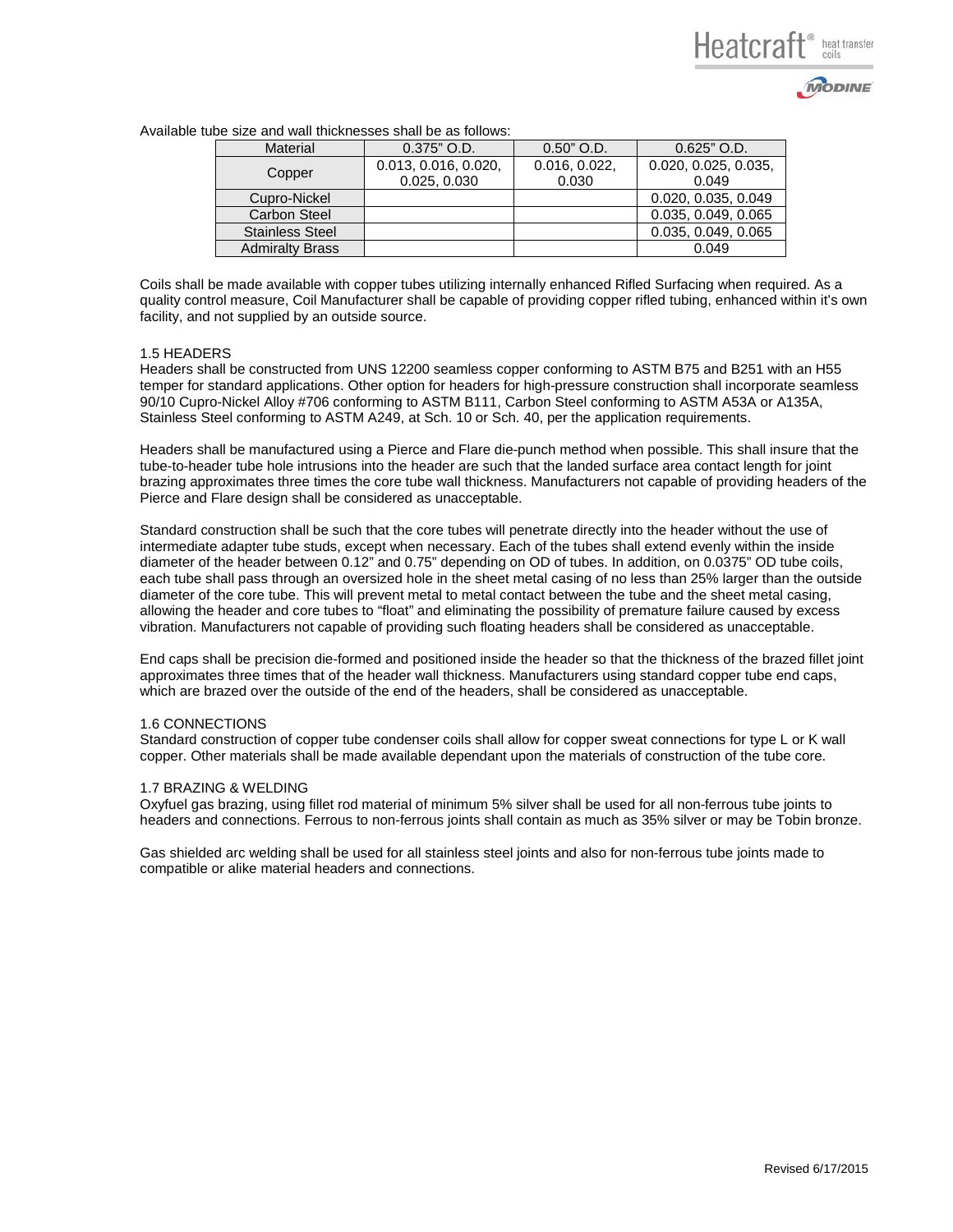Available tube size and wall thicknesses shall be as follows:

| Material | 0.375" O.D. | 0.50" O.D. | 0.625" O.D. |
|---|---|---|---|
| Copper | 0.013, 0.016, 0.020, 0.025, 0.030 | 0.016, 0.022, 0.030 | 0.020, 0.025, 0.035, 0.049 |
| Cupro-Nickel | | | 0.020, 0.035, 0.049 |
| Carbon Steel | | | 0.035, 0.049, 0.065 |
| Stainless Steel | | | 0.035, 0.049, 0.065 |
| Admiralty Brass | | | 0.049 |

Coils shall be made available with copper tubes utilizing internally enhanced Rifled Surfacing when required. As a quality control measure, Coil Manufacturer shall be capable of providing copper rifled tubing, enhanced within it's own facility, and not supplied by an outside source.

1.5 HEADERS

Headers shall be constructed from UNS 12200 seamless copper conforming to ASTM B75 and B251 with an H55 temper for standard applications. Other option for headers for high-pressure construction shall incorporate seamless 90/10 Cupro-Nickel Alloy #706 conforming to ASTM B111, Carbon Steel conforming to ASTM A53A or A135A, Stainless Steel conforming to ASTM A249, at Sch. 10 or Sch. 40, per the application requirements.

Headers shall be manufactured using a Pierce and Flare die-punch method when possible. This shall insure that the tube-to-header tube hole intrusions into the header are such that the landed surface area contact length for joint brazing approximates three times the core tube wall thickness. Manufacturers not capable of providing headers of the Pierce and Flare design shall be considered as unacceptable.

Standard construction shall be such that the core tubes will penetrate directly into the header without the use of intermediate adapter tube studs, except when necessary. Each of the tubes shall extend evenly within the inside diameter of the header between 0.12" and 0.75" depending on OD of tubes. In addition, on 0.0375" OD tube coils, each tube shall pass through an oversized hole in the sheet metal casing of no less than 25% larger than the outside diameter of the core tube. This will prevent metal to metal contact between the tube and the sheet metal casing, allowing the header and core tubes to "float" and eliminating the possibility of premature failure caused by excess vibration. Manufacturers not capable of providing such floating headers shall be considered as unacceptable.

End caps shall be precision die-formed and positioned inside the header so that the thickness of the brazed fillet joint approximates three times that of the header wall thickness. Manufacturers using standard copper tube end caps, which are brazed over the outside of the end of the headers, shall be considered as unacceptable.

1.6 CONNECTIONS

Standard construction of copper tube condenser coils shall allow for copper sweat connections for type L or K wall copper. Other materials shall be made available dependant upon the materials of construction of the tube core.

1.7 BRAZING & WELDING

Oxyfuel gas brazing, using fillet rod material of minimum 5% silver shall be used for all non-ferrous tube joints to headers and connections. Ferrous to non-ferrous joints shall contain as much as 35% silver or may be Tobin bronze.

Gas shielded arc welding shall be used for all stainless steel joints and also for non-ferrous tube joints made to compatible or alike material headers and connections.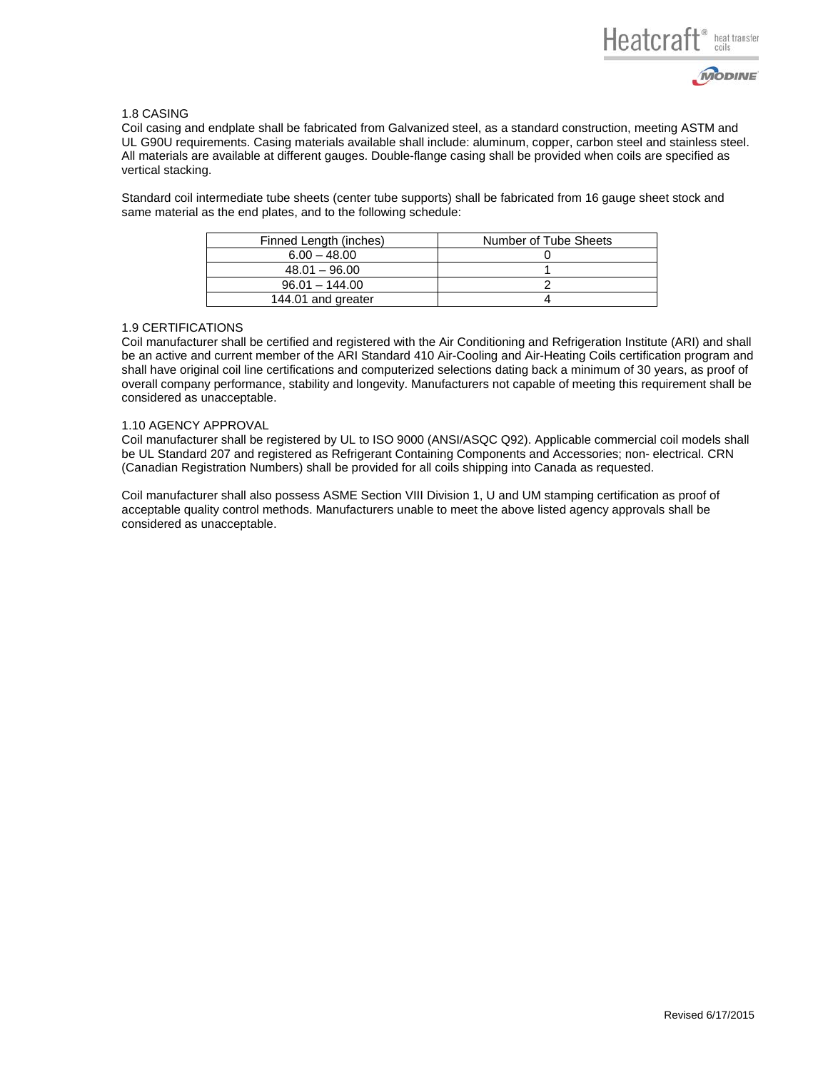### 1.8 CASING

Coil casing and endplate shall be fabricated from Galvanized steel, as a standard construction, meeting ASTM and UL G90U requirements. Casing materials available shall include: aluminum, copper, carbon steel and stainless steel. All materials are available at different gauges. Double-flange casing shall be provided when coils are specified as vertical stacking.

Standard coil intermediate tube sheets (center tube supports) shall be fabricated from 16 gauge sheet stock and same material as the end plates, and to the following schedule:

| Finned Length (inches) | Number of Tube Sheets |
|---|---|
| 6.00 – 48.00 | 0 |
| 48.01 – 96.00 | 1 |
| 96.01 – 144.00 | 2 |
| 144.01 and greater | 4 |

### 1.9 CERTIFICATIONS

Coil manufacturer shall be certified and registered with the Air Conditioning and Refrigeration Institute (ARI) and shall be an active and current member of the ARI Standard 410 Air-Cooling and Air-Heating Coils certification program and shall have original coil line certifications and computerized selections dating back a minimum of 30 years, as proof of overall company performance, stability and longevity. Manufacturers not capable of meeting this requirement shall be considered as unacceptable.

### 1.10 AGENCY APPROVAL

Coil manufacturer shall be registered by UL to ISO 9000 (ANSI/ASQC Q92). Applicable commercial coil models shall be UL Standard 207 and registered as Refrigerant Containing Components and Accessories; non- electrical. CRN (Canadian Registration Numbers) shall be provided for all coils shipping into Canada as requested.

Coil manufacturer shall also possess ASME Section VIII Division 1, U and UM stamping certification as proof of acceptable quality control methods. Manufacturers unable to meet the above listed agency approvals shall be considered as unacceptable.

Revised 6/17/2015